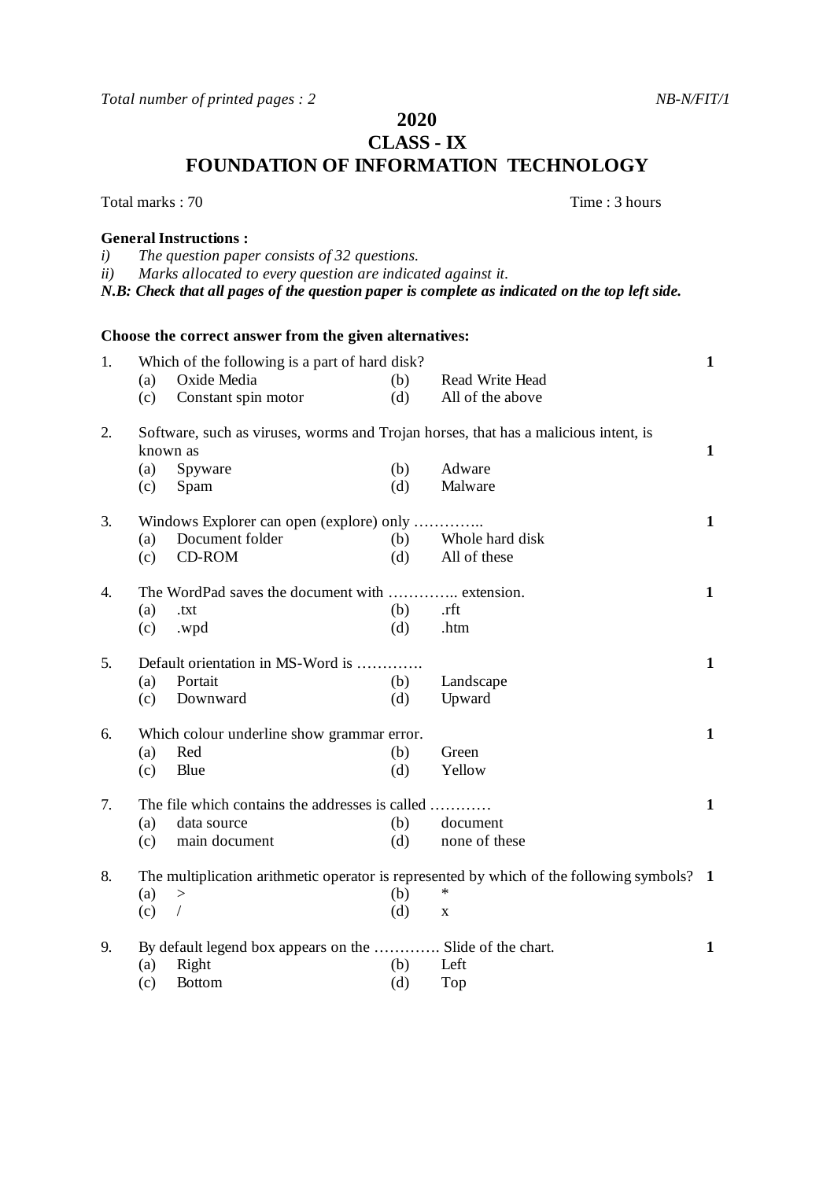*Total number of printed pages : 2* *NB-N/FIT/1*

# 2020
## CLASS - IX
## FOUNDATION OF INFORMATION TECHNOLOGY

Total marks : 70 Time : 3 hours

**General Instructions :**

*i) The question paper consists of 32 questions.*
*ii) Marks allocated to every question are indicated against it.*

***N.B: Check that all pages of the question paper is complete as indicated on the top left side.***

**Choose the correct answer from the given alternatives:**

1. Which of the following is a part of hard disk? **1**
   (a) Oxide Media (b) Read Write Head
   (c) Constant spin motor (d) All of the above

2. Software, such as viruses, worms and Trojan horses, that has a malicious intent, is known as **1**
   (a) Spyware (b) Adware
   (c) Spam (d) Malware

3. Windows Explorer can open (explore) only ………….. **1**
   (a) Document folder (b) Whole hard disk
   (c) CD-ROM (d) All of these

4. The WordPad saves the document with ………….. extension. **1**
   (a) .txt (b) .rft
   (c) .wpd (d) .htm

5. Default orientation in MS-Word is …………. **1**
   (a) Portait (b) Landscape
   (c) Downward (d) Upward

6. Which colour underline show grammar error. **1**
   (a) Red (b) Green
   (c) Blue (d) Yellow

7. The file which contains the addresses is called ………… **1**
   (a) data source (b) document
   (c) main document (d) none of these

8. The multiplication arithmetic operator is represented by which of the following symbols? **1**
   (a) > (b) *
   (c) / (d) x

9. By default legend box appears on the …………. Slide of the chart. **1**
   (a) Right (b) Left
   (c) Bottom (d) Top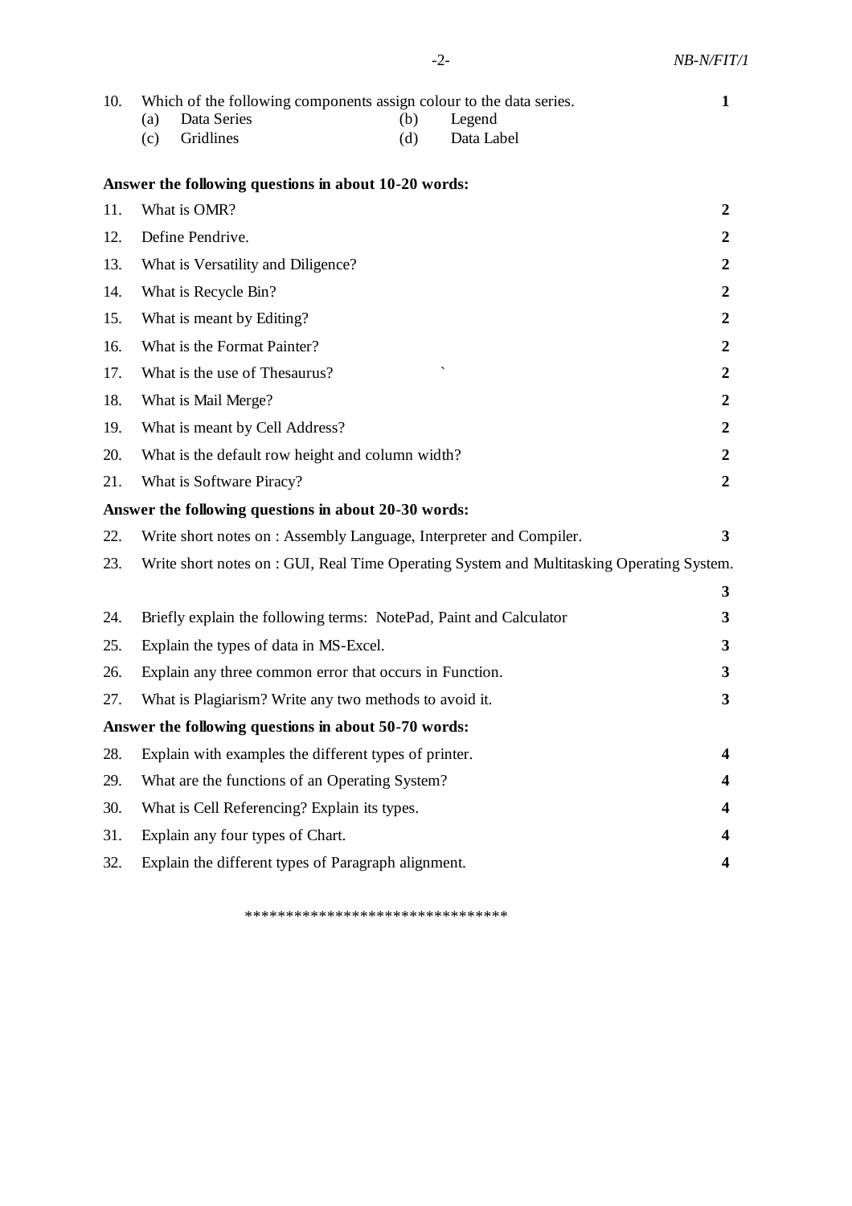10. Which of the following components assign colour to the data series. **1**
    (a) Data Series (b) Legend
    (c) Gridlines (d) Data Label

**Answer the following questions in about 10-20 words:**

11. What is OMR? **2**
12. Define Pendrive. **2**
13. What is Versatility and Diligence? **2**
14. What is Recycle Bin? **2**
15. What is meant by Editing? **2**
16. What is the Format Painter? **2**
17. What is the use of Thesaurus? **2**
18. What is Mail Merge? **2**
19. What is meant by Cell Address? **2**
20. What is the default row height and column width? **2**
21. What is Software Piracy? **2**

**Answer the following questions in about 20-30 words:**

22. Write short notes on : Assembly Language, Interpreter and Compiler. **3**
23. Write short notes on : GUI, Real Time Operating System and Multitasking Operating System. **3**
24. Briefly explain the following terms: NotePad, Paint and Calculator **3**
25. Explain the types of data in MS-Excel. **3**
26. Explain any three common error that occurs in Function. **3**
27. What is Plagiarism? Write any two methods to avoid it. **3**

**Answer the following questions in about 50-70 words:**

28. Explain with examples the different types of printer. **4**
29. What are the functions of an Operating System? **4**
30. What is Cell Referencing? Explain its types. **4**
31. Explain any four types of Chart. **4**
32. Explain the different types of Paragraph alignment. **4**

********************************